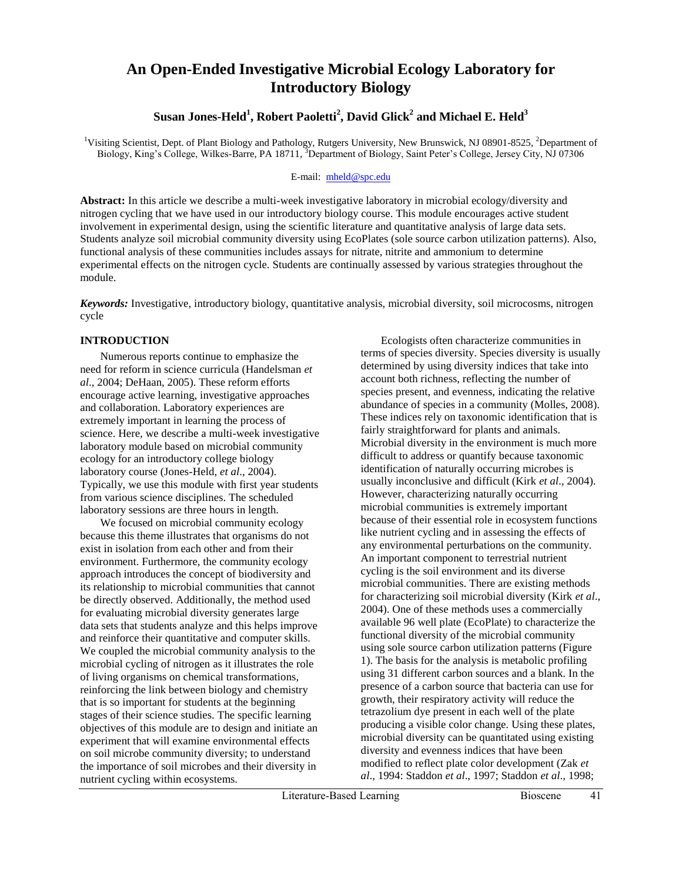# An Open-Ended Investigative Microbial Ecology Laboratory for Introductory Biology

**Susan Jones-Held[1], Robert Paoletti[2], David Glick[2] and Michael E. Held[3]**

[1]Visiting Scientist, Dept. of Plant Biology and Pathology, Rutgers University, New Brunswick, NJ 08901-8525, [2]Department of Biology, King's College, Wilkes-Barre, PA 18711, [3]Department of Biology, Saint Peter's College, Jersey City, NJ 07306

E-mail: mheld@spc.edu

**Abstract:** In this article we describe a multi-week investigative laboratory in microbial ecology/diversity and nitrogen cycling that we have used in our introductory biology course. This module encourages active student involvement in experimental design, using the scientific literature and quantitative analysis of large data sets. Students analyze soil microbial community diversity using EcoPlates (sole source carbon utilization patterns). Also, functional analysis of these communities includes assays for nitrate, nitrite and ammonium to determine experimental effects on the nitrogen cycle. Students are continually assessed by various strategies throughout the module.

***Keywords:*** Investigative, introductory biology, quantitative analysis, microbial diversity, soil microcosms, nitrogen cycle

## INTRODUCTION

Numerous reports continue to emphasize the need for reform in science curricula (Handelsman *et al*., 2004; DeHaan, 2005). These reform efforts encourage active learning, investigative approaches and collaboration. Laboratory experiences are extremely important in learning the process of science. Here, we describe a multi-week investigative laboratory module based on microbial community ecology for an introductory college biology laboratory course (Jones-Held, *et al*., 2004). Typically, we use this module with first year students from various science disciplines. The scheduled laboratory sessions are three hours in length.

We focused on microbial community ecology because this theme illustrates that organisms do not exist in isolation from each other and from their environment. Furthermore, the community ecology approach introduces the concept of biodiversity and its relationship to microbial communities that cannot be directly observed. Additionally, the method used for evaluating microbial diversity generates large data sets that students analyze and this helps improve and reinforce their quantitative and computer skills. We coupled the microbial community analysis to the microbial cycling of nitrogen as it illustrates the role of living organisms on chemical transformations, reinforcing the link between biology and chemistry that is so important for students at the beginning stages of their science studies. The specific learning objectives of this module are to design and initiate an experiment that will examine environmental effects on soil microbe community diversity; to understand the importance of soil microbes and their diversity in nutrient cycling within ecosystems.

Ecologists often characterize communities in terms of species diversity. Species diversity is usually determined by using diversity indices that take into account both richness, reflecting the number of species present, and evenness, indicating the relative abundance of species in a community (Molles, 2008). These indices rely on taxonomic identification that is fairly straightforward for plants and animals. Microbial diversity in the environment is much more difficult to address or quantify because taxonomic identification of naturally occurring microbes is usually inconclusive and difficult (Kirk *et al*., 2004). However, characterizing naturally occurring microbial communities is extremely important because of their essential role in ecosystem functions like nutrient cycling and in assessing the effects of any environmental perturbations on the community. An important component to terrestrial nutrient cycling is the soil environment and its diverse microbial communities. There are existing methods for characterizing soil microbial diversity (Kirk *et al*., 2004). One of these methods uses a commercially available 96 well plate (EcoPlate) to characterize the functional diversity of the microbial community using sole source carbon utilization patterns (Figure 1). The basis for the analysis is metabolic profiling using 31 different carbon sources and a blank. In the presence of a carbon source that bacteria can use for growth, their respiratory activity will reduce the tetrazolium dye present in each well of the plate producing a visible color change. Using these plates, microbial diversity can be quantitated using existing diversity and evenness indices that have been modified to reflect plate color development (Zak *et al*., 1994: Staddon *et al*., 1997; Staddon *et al*., 1998;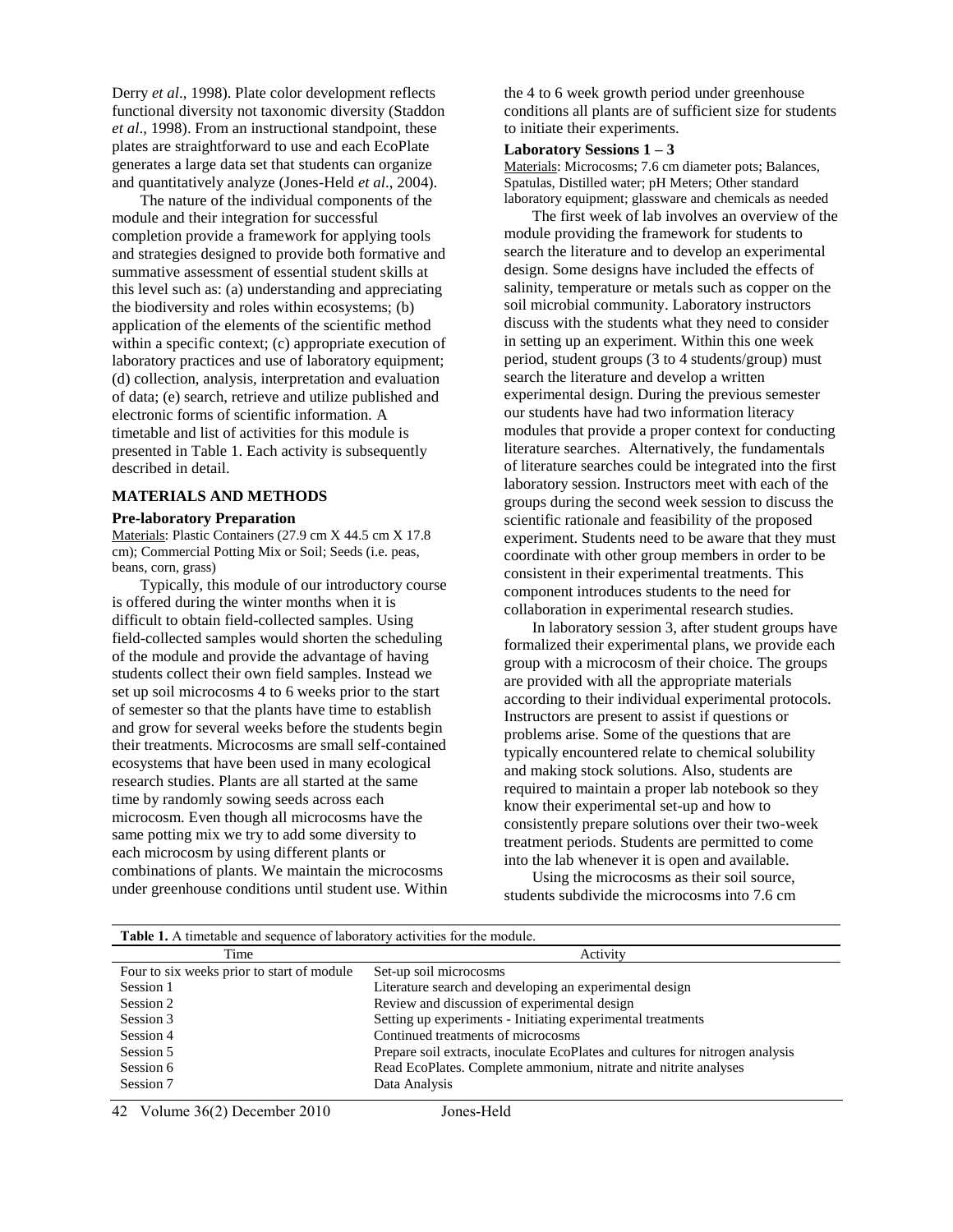Derry *et al*., 1998). Plate color development reflects functional diversity not taxonomic diversity (Staddon *et al*., 1998). From an instructional standpoint, these plates are straightforward to use and each EcoPlate generates a large data set that students can organize and quantitatively analyze (Jones-Held *et al*., 2004).

The nature of the individual components of the module and their integration for successful completion provide a framework for applying tools and strategies designed to provide both formative and summative assessment of essential student skills at this level such as: (a) understanding and appreciating the biodiversity and roles within ecosystems; (b) application of the elements of the scientific method within a specific context; (c) appropriate execution of laboratory practices and use of laboratory equipment; (d) collection, analysis, interpretation and evaluation of data; (e) search, retrieve and utilize published and electronic forms of scientific information. A timetable and list of activities for this module is presented in Table 1. Each activity is subsequently described in detail.

## MATERIALS AND METHODS

### Pre-laboratory Preparation

Materials: Plastic Containers (27.9 cm X 44.5 cm X 17.8 cm); Commercial Potting Mix or Soil; Seeds (i.e. peas, beans, corn, grass)

Typically, this module of our introductory course is offered during the winter months when it is difficult to obtain field-collected samples. Using field-collected samples would shorten the scheduling of the module and provide the advantage of having students collect their own field samples. Instead we set up soil microcosms 4 to 6 weeks prior to the start of semester so that the plants have time to establish and grow for several weeks before the students begin their treatments. Microcosms are small self-contained ecosystems that have been used in many ecological research studies. Plants are all started at the same time by randomly sowing seeds across each microcosm. Even though all microcosms have the same potting mix we try to add some diversity to each microcosm by using different plants or combinations of plants. We maintain the microcosms under greenhouse conditions until student use. Within the 4 to 6 week growth period under greenhouse conditions all plants are of sufficient size for students to initiate their experiments.

### Laboratory Sessions 1 – 3

Materials: Microcosms; 7.6 cm diameter pots; Balances, Spatulas, Distilled water; pH Meters; Other standard laboratory equipment; glassware and chemicals as needed

The first week of lab involves an overview of the module providing the framework for students to search the literature and to develop an experimental design. Some designs have included the effects of salinity, temperature or metals such as copper on the soil microbial community. Laboratory instructors discuss with the students what they need to consider in setting up an experiment. Within this one week period, student groups (3 to 4 students/group) must search the literature and develop a written experimental design. During the previous semester our students have had two information literacy modules that provide a proper context for conducting literature searches. Alternatively, the fundamentals of literature searches could be integrated into the first laboratory session. Instructors meet with each of the groups during the second week session to discuss the scientific rationale and feasibility of the proposed experiment. Students need to be aware that they must coordinate with other group members in order to be consistent in their experimental treatments. This component introduces students to the need for collaboration in experimental research studies.

In laboratory session 3, after student groups have formalized their experimental plans, we provide each group with a microcosm of their choice. The groups are provided with all the appropriate materials according to their individual experimental protocols. Instructors are present to assist if questions or problems arise. Some of the questions that are typically encountered relate to chemical solubility and making stock solutions. Also, students are required to maintain a proper lab notebook so they know their experimental set-up and how to consistently prepare solutions over their two-week treatment periods. Students are permitted to come into the lab whenever it is open and available.

Using the microcosms as their soil source, students subdivide the microcosms into 7.6 cm

**Table 1.** A timetable and sequence of laboratory activities for the module.

| Time | Activity |
|---|---|
| Four to six weeks prior to start of module | Set-up soil microcosms |
| Session 1 | Literature search and developing an experimental design |
| Session 2 | Review and discussion of experimental design |
| Session 3 | Setting up experiments - Initiating experimental treatments |
| Session 4 | Continued treatments of microcosms |
| Session 5 | Prepare soil extracts, inoculate EcoPlates and cultures for nitrogen analysis |
| Session 6 | Read EcoPlates. Complete ammonium, nitrate and nitrite analyses |
| Session 7 | Data Analysis |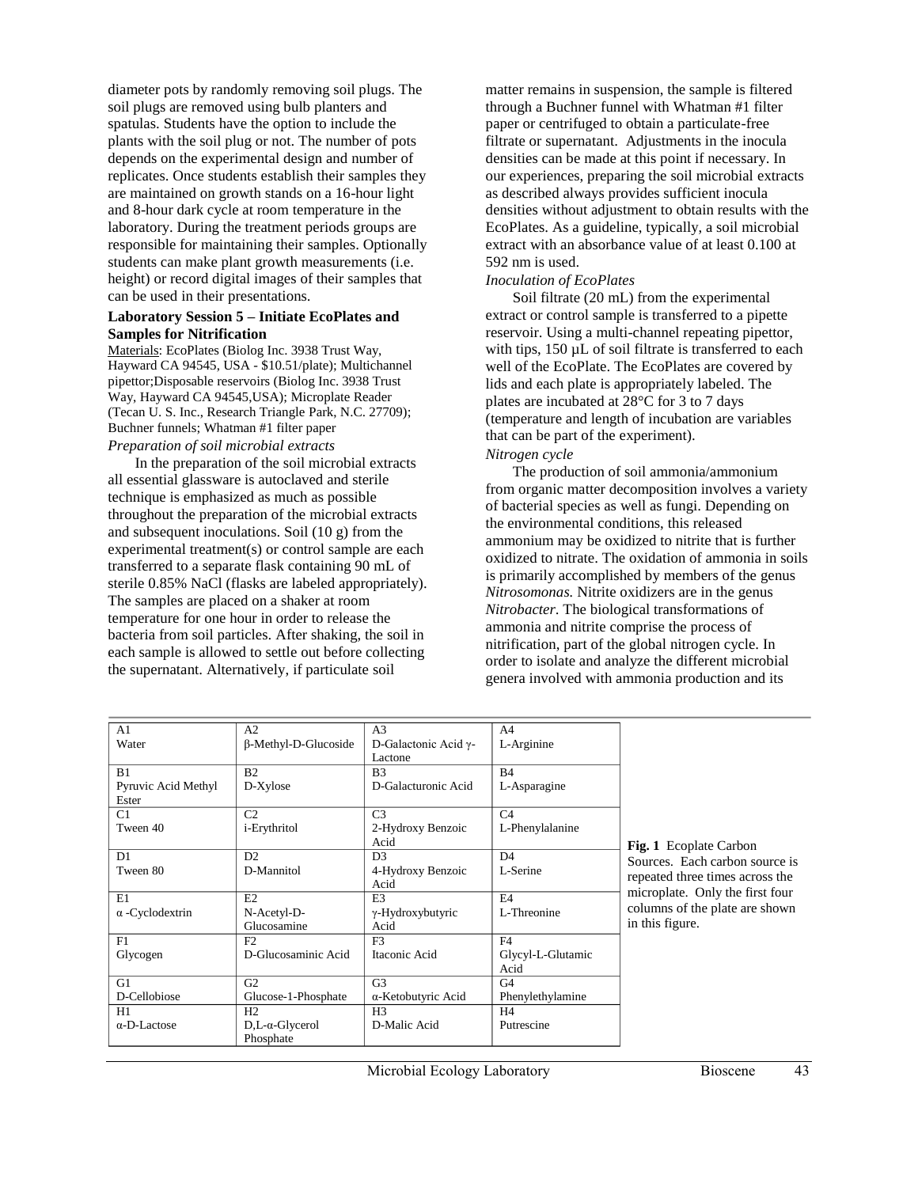diameter pots by randomly removing soil plugs. The soil plugs are removed using bulb planters and spatulas. Students have the option to include the plants with the soil plug or not. The number of pots depends on the experimental design and number of replicates. Once students establish their samples they are maintained on growth stands on a 16-hour light and 8-hour dark cycle at room temperature in the laboratory. During the treatment periods groups are responsible for maintaining their samples. Optionally students can make plant growth measurements (i.e. height) or record digital images of their samples that can be used in their presentations.

**Laboratory Session 5 – Initiate EcoPlates and Samples for Nitrification**

Materials: EcoPlates (Biolog Inc. 3938 Trust Way, Hayward CA 94545, USA - $10.51/plate); Multichannel pipettor;Disposable reservoirs (Biolog Inc. 3938 Trust Way, Hayward CA 94545,USA); Microplate Reader (Tecan U. S. Inc., Research Triangle Park, N.C. 27709); Buchner funnels; Whatman #1 filter paper

*Preparation of soil microbial extracts*

In the preparation of the soil microbial extracts all essential glassware is autoclaved and sterile technique is emphasized as much as possible throughout the preparation of the microbial extracts and subsequent inoculations. Soil (10 g) from the experimental treatment(s) or control sample are each transferred to a separate flask containing 90 mL of sterile 0.85% NaCl (flasks are labeled appropriately). The samples are placed on a shaker at room temperature for one hour in order to release the bacteria from soil particles. After shaking, the soil in each sample is allowed to settle out before collecting the supernatant. Alternatively, if particulate soil matter remains in suspension, the sample is filtered through a Buchner funnel with Whatman #1 filter paper or centrifuged to obtain a particulate-free filtrate or supernatant. Adjustments in the inocula densities can be made at this point if necessary. In our experiences, preparing the soil microbial extracts as described always provides sufficient inocula densities without adjustment to obtain results with the EcoPlates. As a guideline, typically, a soil microbial extract with an absorbance value of at least 0.100 at 592 nm is used.

*Inoculation of EcoPlates*

Soil filtrate (20 mL) from the experimental extract or control sample is transferred to a pipette reservoir. Using a multi-channel repeating pipettor, with tips, 150 µL of soil filtrate is transferred to each well of the EcoPlate. The EcoPlates are covered by lids and each plate is appropriately labeled. The plates are incubated at 28°C for 3 to 7 days (temperature and length of incubation are variables that can be part of the experiment).

*Nitrogen cycle*

The production of soil ammonia/ammonium from organic matter decomposition involves a variety of bacterial species as well as fungi. Depending on the environmental conditions, this released ammonium may be oxidized to nitrite that is further oxidized to nitrate. The oxidation of ammonia in soils is primarily accomplished by members of the genus *Nitrosomonas.* Nitrite oxidizers are in the genus *Nitrobacter.* The biological transformations of ammonia and nitrite comprise the process of nitrification, part of the global nitrogen cycle. In order to isolate and analyze the different microbial genera involved with ammonia production and its

| A1 Water | A2 β-Methyl-D-Glucoside | A3 D-Galactonic Acid γ-Lactone | A4 L-Arginine |
|---|---|---|---|
| B1 Pyruvic Acid Methyl Ester | B2 D-Xylose | B3 D-Galacturonic Acid | B4 L-Asparagine |
| C1 Tween 40 | C2 i-Erythritol | C3 2-Hydroxy Benzoic Acid | C4 L-Phenylalanine |
| D1 Tween 80 | D2 D-Mannitol | D3 4-Hydroxy Benzoic Acid | D4 L-Serine |
| E1 α-Cyclodextrin | E2 N-Acetyl-D-Glucosamine | E3 γ-Hydroxybutyric Acid | E4 L-Threonine |
| F1 Glycogen | F2 D-Glucosaminic Acid | F3 Itaconic Acid | F4 Glycyl-L-Glutamic Acid |
| G1 D-Cellobiose | G2 Glucose-1-Phosphate | G3 α-Ketobutyric Acid | G4 Phenylethylamine |
| H1 α-D-Lactose | H2 D,L-α-Glycerol Phosphate | H3 D-Malic Acid | H4 Putrescine |

**Fig. 1** Ecoplate Carbon Sources. Each carbon source is repeated three times across the microplate. Only the first four columns of the plate are shown in this figure.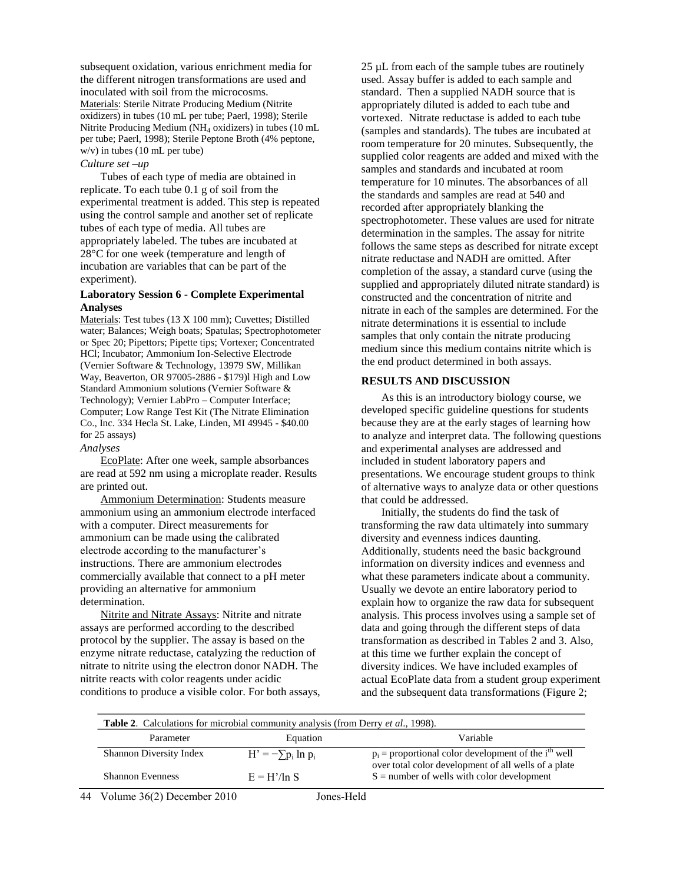subsequent oxidation, various enrichment media for the different nitrogen transformations are used and inoculated with soil from the microcosms.

Materials: Sterile Nitrate Producing Medium (Nitrite oxidizers) in tubes (10 mL per tube; Paerl, 1998); Sterile Nitrite Producing Medium ($NH_4$ oxidizers) in tubes (10 mL per tube; Paerl, 1998); Sterile Peptone Broth (4% peptone, w/v) in tubes (10 mL per tube)

*Culture set –up*

Tubes of each type of media are obtained in replicate. To each tube 0.1 g of soil from the experimental treatment is added. This step is repeated using the control sample and another set of replicate tubes of each type of media. All tubes are appropriately labeled. The tubes are incubated at 28°C for one week (temperature and length of incubation are variables that can be part of the experiment).

### Laboratory Session 6 - Complete Experimental Analyses

Materials: Test tubes (13 X 100 mm); Cuvettes; Distilled water; Balances; Weigh boats; Spatulas; Spectrophotometer or Spec 20; Pipettors; Pipette tips; Vortexer; Concentrated HCl; Incubator; Ammonium Ion-Selective Electrode (Vernier Software & Technology, 13979 SW, Millikan Way, Beaverton, OR 97005-2886 - $179)l High and Low Standard Ammonium solutions (Vernier Software & Technology); Vernier LabPro – Computer Interface; Computer; Low Range Test Kit (The Nitrate Elimination Co., Inc. 334 Hecla St. Lake, Linden, MI 49945 - $40.00 for 25 assays)

*Analyses*

EcoPlate: After one week, sample absorbances are read at 592 nm using a microplate reader. Results are printed out.

Ammonium Determination: Students measure ammonium using an ammonium electrode interfaced with a computer. Direct measurements for ammonium can be made using the calibrated electrode according to the manufacturer's instructions. There are ammonium electrodes commercially available that connect to a pH meter providing an alternative for ammonium determination.

Nitrite and Nitrate Assays: Nitrite and nitrate assays are performed according to the described protocol by the supplier. The assay is based on the enzyme nitrate reductase, catalyzing the reduction of nitrate to nitrite using the electron donor NADH. The nitrite reacts with color reagents under acidic conditions to produce a visible color. For both assays, 25 µL from each of the sample tubes are routinely used. Assay buffer is added to each sample and standard. Then a supplied NADH source that is appropriately diluted is added to each tube and vortexed. Nitrate reductase is added to each tube (samples and standards). The tubes are incubated at room temperature for 20 minutes. Subsequently, the supplied color reagents are added and mixed with the samples and standards and incubated at room temperature for 10 minutes. The absorbances of all the standards and samples are read at 540 and recorded after appropriately blanking the spectrophotometer. These values are used for nitrate determination in the samples. The assay for nitrite follows the same steps as described for nitrate except nitrate reductase and NADH are omitted. After completion of the assay, a standard curve (using the supplied and appropriately diluted nitrate standard) is constructed and the concentration of nitrite and nitrate in each of the samples are determined. For the nitrate determinations it is essential to include samples that only contain the nitrate producing medium since this medium contains nitrite which is the end product determined in both assays.

## RESULTS AND DISCUSSION

As this is an introductory biology course, we developed specific guideline questions for students because they are at the early stages of learning how to analyze and interpret data. The following questions and experimental analyses are addressed and included in student laboratory papers and presentations. We encourage student groups to think of alternative ways to analyze data or other questions that could be addressed.

Initially, the students do find the task of transforming the raw data ultimately into summary diversity and evenness indices daunting. Additionally, students need the basic background information on diversity indices and evenness and what these parameters indicate about a community. Usually we devote an entire laboratory period to explain how to organize the raw data for subsequent analysis. This process involves using a sample set of data and going through the different steps of data transformation as described in Tables 2 and 3. Also, at this time we further explain the concept of diversity indices. We have included examples of actual EcoPlate data from a student group experiment and the subsequent data transformations (Figure 2;

**Table 2**. Calculations for microbial community analysis (from Derry *et al*., 1998).

| Parameter | Equation | Variable |
|---|---|---|
| Shannon Diversity Index | $H' = -\sum p_i \ln p_i$ | $p_i$ = proportional color development of the $i^{th}$ well over total color development of all wells of a plate |
| Shannon Evenness | $E = H'/\ln S$ | $S$ = number of wells with color development |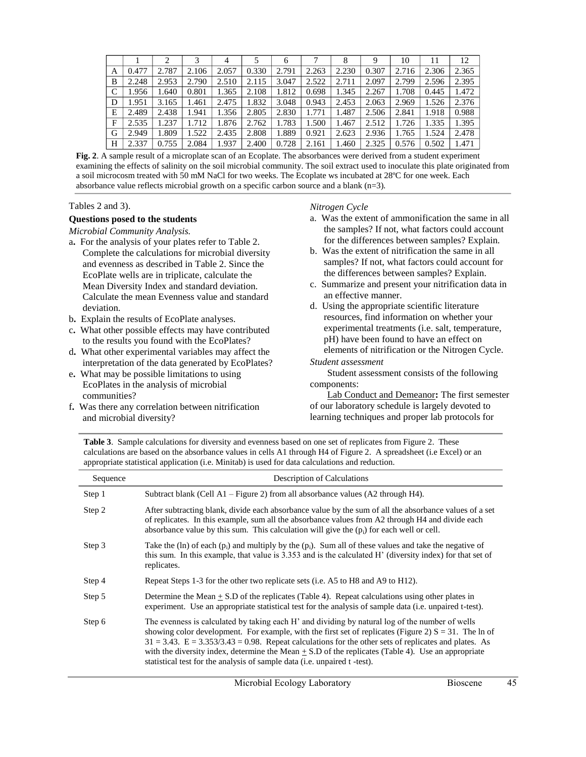|   | 1 | 2 | 3 | 4 | 5 | 6 | 7 | 8 | 9 | 10 | 11 | 12 |
|---|---|---|---|---|---|---|---|---|---|---|---|---|
| A | 0.477 | 2.787 | 2.106 | 2.057 | 0.330 | 2.791 | 2.263 | 2.230 | 0.307 | 2.716 | 2.306 | 2.365 |
| B | 2.248 | 2.953 | 2.790 | 2.510 | 2.115 | 3.047 | 2.522 | 2.711 | 2.097 | 2.799 | 2.596 | 2.395 |
| C | 1.956 | 1.640 | 0.801 | 1.365 | 2.108 | 1.812 | 0.698 | 1.345 | 2.267 | 1.708 | 0.445 | 1.472 |
| D | 1.951 | 3.165 | 1.461 | 2.475 | 1.832 | 3.048 | 0.943 | 2.453 | 2.063 | 2.969 | 1.526 | 2.376 |
| E | 2.489 | 2.438 | 1.941 | 1.356 | 2.805 | 2.830 | 1.771 | 1.487 | 2.506 | 2.841 | 1.918 | 0.988 |
| F | 2.535 | 1.237 | 1.712 | 1.876 | 2.762 | 1.783 | 1.500 | 1.467 | 2.512 | 1.726 | 1.335 | 1.395 |
| G | 2.949 | 1.809 | 1.522 | 2.435 | 2.808 | 1.889 | 0.921 | 2.623 | 2.936 | 1.765 | 1.524 | 2.478 |
| H | 2.337 | 0.755 | 2.084 | 1.937 | 2.400 | 0.728 | 2.161 | 1.460 | 2.325 | 0.576 | 0.502 | 1.471 |

**Fig. 2**. A sample result of a microplate scan of an Ecoplate. The absorbances were derived from a student experiment examining the effects of salinity on the soil microbial community. The soil extract used to inoculate this plate originated from a soil microcosm treated with 50 mM NaCl for two weeks. The Ecoplate ws incubated at 28ºC for one week. Each absorbance value reflects microbial growth on a specific carbon source and a blank (n=3).

Tables 2 and 3).

**Questions posed to the students**

*Microbial Community Analysis.*

a**.** For the analysis of your plates refer to Table 2. Complete the calculations for microbial diversity and evenness as described in Table 2. Since the EcoPlate wells are in triplicate, calculate the Mean Diversity Index and standard deviation. Calculate the mean Evenness value and standard deviation.

b**.** Explain the results of EcoPlate analyses.

c**.** What other possible effects may have contributed to the results you found with the EcoPlates?

d**.** What other experimental variables may affect the interpretation of the data generated by EcoPlates?

e**.** What may be possible limitations to using EcoPlates in the analysis of microbial communities?

f**.** Was there any correlation between nitrification and microbial diversity?

*Nitrogen Cycle*

a. Was the extent of ammonification the same in all the samples? If not, what factors could account for the differences between samples? Explain.

b. Was the extent of nitrification the same in all samples? If not, what factors could account for the differences between samples? Explain.

c. Summarize and present your nitrification data in an effective manner.

d. Using the appropriate scientific literature resources, find information on whether your experimental treatments (i.e. salt, temperature, pH) have been found to have an effect on elements of nitrification or the Nitrogen Cycle.

*Student assessment*

Student assessment consists of the following components:

Lab Conduct and Demeanor**:** The first semester of our laboratory schedule is largely devoted to learning techniques and proper lab protocols for

**Table 3**. Sample calculations for diversity and evenness based on one set of replicates from Figure 2. These calculations are based on the absorbance values in cells A1 through H4 of Figure 2. A spreadsheet (i.e Excel) or an appropriate statistical application (i.e. Minitab) is used for data calculations and reduction.

| Sequence | Description of Calculations |
|---|---|
| Step 1 | Subtract blank (Cell A1 – Figure 2) from all absorbance values (A2 through H4). |
| Step 2 | After subtracting blank, divide each absorbance value by the sum of all the absorbance values of a set of replicates. In this example, sum all the absorbance values from A2 through H4 and divide each absorbance value by this sum. This calculation will give the ($p_i$) for each well or cell. |
| Step 3 | Take the (ln) of each ($p_i$) and multiply by the ($p_i$). Sum all of these values and take the negative of this sum. In this example, that value is 3.353 and is the calculated H' (diversity index) for that set of replicates. |
| Step 4 | Repeat Steps 1-3 for the other two replicate sets (i.e. A5 to H8 and A9 to H12). |
| Step 5 | Determine the Mean $\pm$ S.D of the replicates (Table 4). Repeat calculations using other plates in experiment. Use an appropriate statistical test for the analysis of sample data (i.e. unpaired t-test). |
| Step 6 | The evenness is calculated by taking each H' and dividing by natural log of the number of wells showing color development. For example, with the first set of replicates (Figure 2) S = 31. The ln of 31 = 3.43. E = 3.353/3.43 = 0.98. Repeat calculations for the other sets of replicates and plates. As with the diversity index, determine the Mean $\pm$ S.D of the replicates (Table 4). Use an appropriate statistical test for the analysis of sample data (i.e. unpaired t -test). |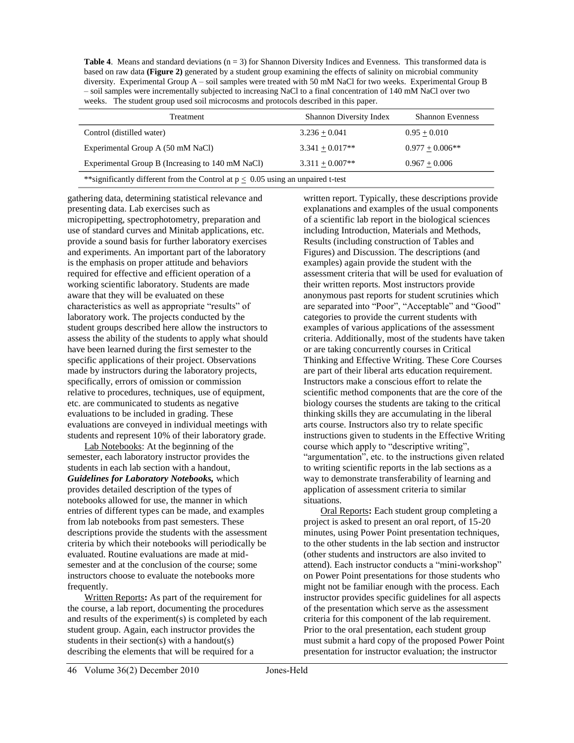**Table 4**. Means and standard deviations ($n = 3$) for Shannon Diversity Indices and Evenness. This transformed data is based on raw data **(Figure 2)** generated by a student group examining the effects of salinity on microbial community diversity. Experimental Group A – soil samples were treated with 50 mM NaCl for two weeks. Experimental Group B – soil samples were incrementally subjected to increasing NaCl to a final concentration of 140 mM NaCl over two weeks. The student group used soil microcosms and protocols described in this paper.

| Treatment | Shannon Diversity Index | Shannon Evenness |
|---|---|---|
| Control (distilled water) | $3.236 \pm 0.041$ | $0.95 \pm 0.010$ |
| Experimental Group A (50 mM NaCl) | $3.341 \pm 0.017$** | $0.977 \pm 0.006$** |
| Experimental Group B (Increasing to 140 mM NaCl) | $3.311 \pm 0.007$** | $0.967 \pm 0.006$ |

**significantly different from the Control at $p \leq 0.05$ using an unpaired t-test

gathering data, determining statistical relevance and presenting data. Lab exercises such as micropipetting, spectrophotometry, preparation and use of standard curves and Minitab applications, etc. provide a sound basis for further laboratory exercises and experiments. An important part of the laboratory is the emphasis on proper attitude and behaviors required for effective and efficient operation of a working scientific laboratory. Students are made aware that they will be evaluated on these characteristics as well as appropriate "results" of laboratory work. The projects conducted by the student groups described here allow the instructors to assess the ability of the students to apply what should have been learned during the first semester to the specific applications of their project. Observations made by instructors during the laboratory projects, specifically, errors of omission or commission relative to procedures, techniques, use of equipment, etc. are communicated to students as negative evaluations to be included in grading. These evaluations are conveyed in individual meetings with students and represent 10% of their laboratory grade.

Lab Notebooks: At the beginning of the semester, each laboratory instructor provides the students in each lab section with a handout, ***Guidelines for Laboratory Notebooks,*** which provides detailed description of the types of notebooks allowed for use, the manner in which entries of different types can be made, and examples from lab notebooks from past semesters. These descriptions provide the students with the assessment criteria by which their notebooks will periodically be evaluated. Routine evaluations are made at mid-semester and at the conclusion of the course; some instructors choose to evaluate the notebooks more frequently.

Written Reports**:** As part of the requirement for the course, a lab report, documenting the procedures and results of the experiment(s) is completed by each student group. Again, each instructor provides the students in their section(s) with a handout(s) describing the elements that will be required for a written report. Typically, these descriptions provide explanations and examples of the usual components of a scientific lab report in the biological sciences including Introduction, Materials and Methods, Results (including construction of Tables and Figures) and Discussion. The descriptions (and examples) again provide the student with the assessment criteria that will be used for evaluation of their written reports. Most instructors provide anonymous past reports for student scrutinies which are separated into "Poor", "Acceptable" and "Good" categories to provide the current students with examples of various applications of the assessment criteria. Additionally, most of the students have taken or are taking concurrently courses in Critical Thinking and Effective Writing. These Core Courses are part of their liberal arts education requirement. Instructors make a conscious effort to relate the scientific method components that are the core of the biology courses the students are taking to the critical thinking skills they are accumulating in the liberal arts course. Instructors also try to relate specific instructions given to students in the Effective Writing course which apply to "descriptive writing", "argumentation", etc. to the instructions given related to writing scientific reports in the lab sections as a way to demonstrate transferability of learning and application of assessment criteria to similar situations.

Oral Reports**:** Each student group completing a project is asked to present an oral report, of 15-20 minutes, using Power Point presentation techniques, to the other students in the lab section and instructor (other students and instructors are also invited to attend). Each instructor conducts a "mini-workshop" on Power Point presentations for those students who might not be familiar enough with the process. Each instructor provides specific guidelines for all aspects of the presentation which serve as the assessment criteria for this component of the lab requirement. Prior to the oral presentation, each student group must submit a hard copy of the proposed Power Point presentation for instructor evaluation; the instructor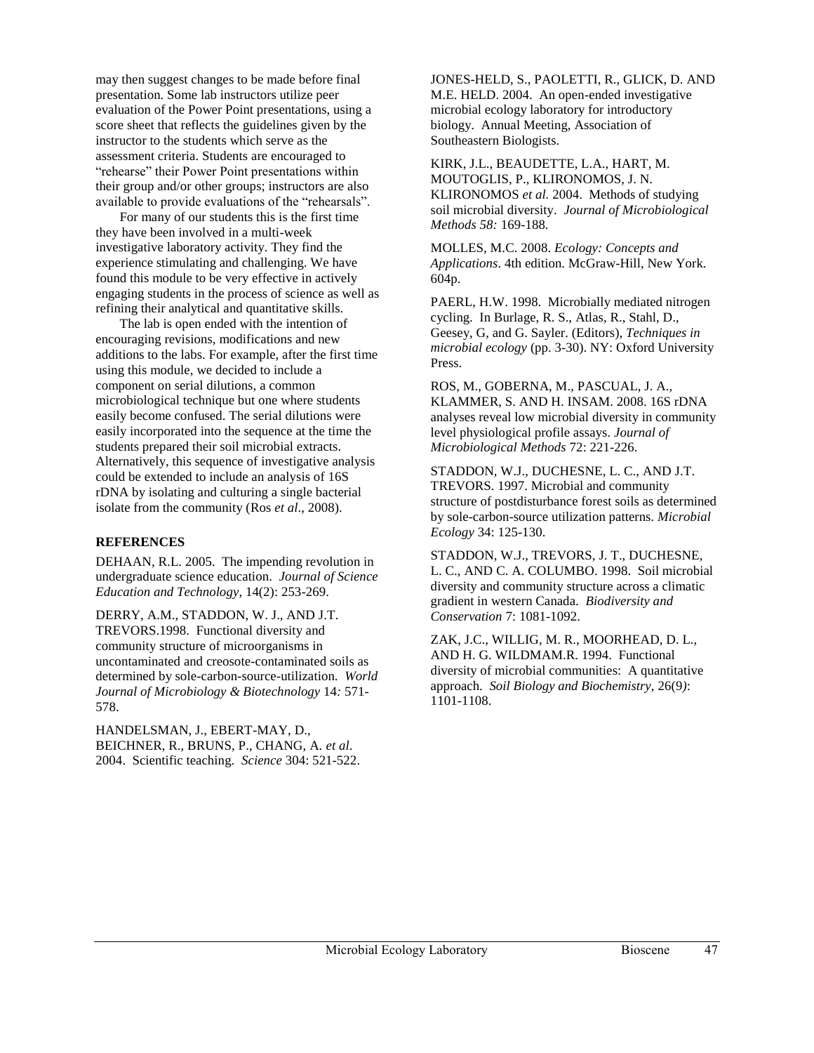may then suggest changes to be made before final presentation. Some lab instructors utilize peer evaluation of the Power Point presentations, using a score sheet that reflects the guidelines given by the instructor to the students which serve as the assessment criteria. Students are encouraged to "rehearse" their Power Point presentations within their group and/or other groups; instructors are also available to provide evaluations of the "rehearsals".

For many of our students this is the first time they have been involved in a multi-week investigative laboratory activity. They find the experience stimulating and challenging. We have found this module to be very effective in actively engaging students in the process of science as well as refining their analytical and quantitative skills.

The lab is open ended with the intention of encouraging revisions, modifications and new additions to the labs. For example, after the first time using this module, we decided to include a component on serial dilutions, a common microbiological technique but one where students easily become confused. The serial dilutions were easily incorporated into the sequence at the time the students prepared their soil microbial extracts. Alternatively, this sequence of investigative analysis could be extended to include an analysis of 16S rDNA by isolating and culturing a single bacterial isolate from the community (Ros *et al*., 2008).

**REFERENCES**

DEHAAN, R.L. 2005. The impending revolution in undergraduate science education. *Journal of Science Education and Technology*, 14(2): 253-269.

DERRY, A.M., STADDON, W. J., AND J.T. TREVORS.1998. Functional diversity and community structure of microorganisms in uncontaminated and creosote-contaminated soils as determined by sole-carbon-source-utilization. *World Journal of Microbiology & Biotechnology* 14*:* 571-578.

HANDELSMAN, J., EBERT-MAY, D., BEICHNER, R., BRUNS, P., CHANG, A. *et al*. 2004. Scientific teaching. *Science* 304: 521-522.

JONES-HELD, S., PAOLETTI, R., GLICK, D. AND M.E. HELD. 2004. An open-ended investigative microbial ecology laboratory for introductory biology. Annual Meeting, Association of Southeastern Biologists.

KIRK, J.L., BEAUDETTE, L.A., HART, M. MOUTOGLIS, P., KLIRONOMOS, J. N. KLIRONOMOS *et al.* 2004. Methods of studying soil microbial diversity. *Journal of Microbiological Methods 58:* 169-188.

MOLLES, M.C. 2008. *Ecology: Concepts and Applications*. 4th edition. McGraw-Hill, New York. 604p.

PAERL, H.W. 1998. Microbially mediated nitrogen cycling. In Burlage, R. S., Atlas, R., Stahl, D., Geesey, G, and G. Sayler. (Editors), *Techniques in microbial ecology* (pp. 3-30). NY: Oxford University Press.

ROS, M., GOBERNA, M., PASCUAL, J. A., KLAMMER, S. AND H. INSAM. 2008. 16S rDNA analyses reveal low microbial diversity in community level physiological profile assays. *Journal of Microbiological Methods* 72: 221-226.

STADDON, W.J., DUCHESNE, L. C., AND J.T. TREVORS. 1997. Microbial and community structure of postdisturbance forest soils as determined by sole-carbon-source utilization patterns. *Microbial Ecology* 34: 125-130.

STADDON, W.J., TREVORS, J. T., DUCHESNE, L. C., AND C. A. COLUMBO. 1998. Soil microbial diversity and community structure across a climatic gradient in western Canada. *Biodiversity and Conservation* 7: 1081-1092.

ZAK, J.C., WILLIG, M. R., MOORHEAD, D. L., AND H. G. WILDMAM.R. 1994. Functional diversity of microbial communities: A quantitative approach. *Soil Biology and Biochemistry,* 26(9*)*: 1101-1108.